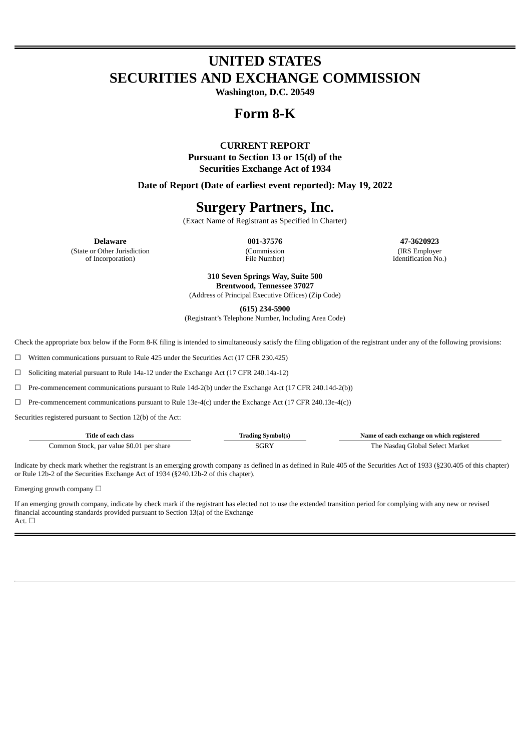# UNITED STATES
# SECURITIES AND EXCHANGE COMMISSION

**Washington, D.C. 20549**

# Form 8-K

**CURRENT REPORT**
**Pursuant to Section 13 or 15(d) of the**
**Securities Exchange Act of 1934**

**Date of Report (Date of earliest event reported): May 19, 2022**

# Surgery Partners, Inc.

(Exact Name of Registrant as Specified in Charter)

| **Delaware** | **001-37576** | **47-3620923** |
|---|---|---|
| (State or Other Jurisdiction of Incorporation) | (Commission File Number) | (IRS Employer Identification No.) |

**310 Seven Springs Way, Suite 500**
**Brentwood, Tennessee 37027**
(Address of Principal Executive Offices) (Zip Code)

**(615) 234-5900**
(Registrant's Telephone Number, Including Area Code)

Check the appropriate box below if the Form 8-K filing is intended to simultaneously satisfy the filing obligation of the registrant under any of the following provisions:

☐ Written communications pursuant to Rule 425 under the Securities Act (17 CFR 230.425)

☐ Soliciting material pursuant to Rule 14a-12 under the Exchange Act (17 CFR 240.14a-12)

☐ Pre-commencement communications pursuant to Rule 14d-2(b) under the Exchange Act (17 CFR 240.14d-2(b))

☐ Pre-commencement communications pursuant to Rule 13e-4(c) under the Exchange Act (17 CFR 240.13e-4(c))

Securities registered pursuant to Section 12(b) of the Act:

| Title of each class | Trading Symbol(s) | Name of each exchange on which registered |
|---|---|---|
| Common Stock, par value $0.01 per share | SGRY | The Nasdaq Global Select Market |

Indicate by check mark whether the registrant is an emerging growth company as defined in as defined in Rule 405 of the Securities Act of 1933 (§230.405 of this chapter) or Rule 12b-2 of the Securities Exchange Act of 1934 (§240.12b-2 of this chapter).

Emerging growth company ☐

If an emerging growth company, indicate by check mark if the registrant has elected not to use the extended transition period for complying with any new or revised financial accounting standards provided pursuant to Section 13(a) of the Exchange Act. ☐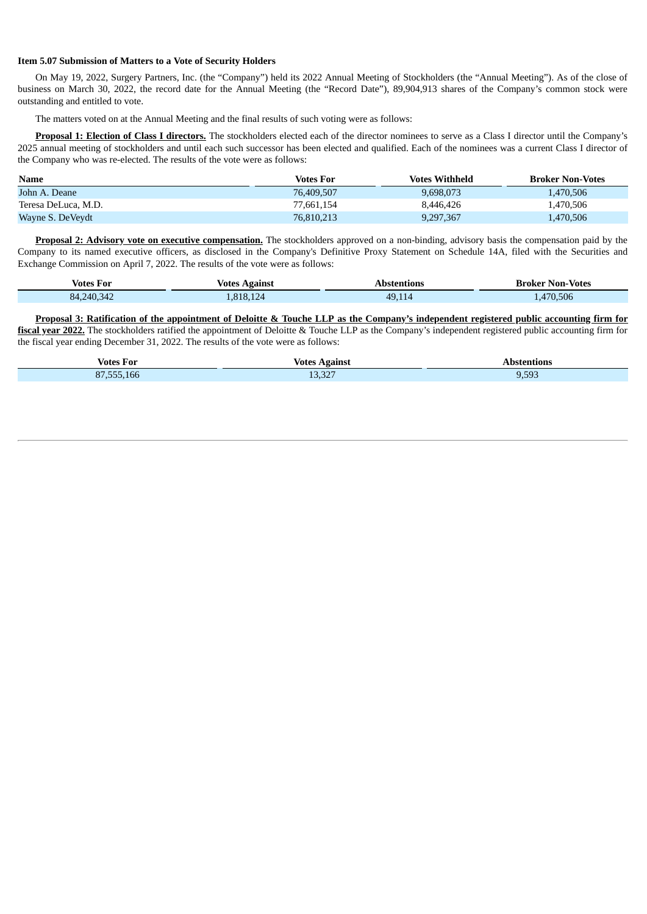**Item 5.07 Submission of Matters to a Vote of Security Holders**

On May 19, 2022, Surgery Partners, Inc. (the "Company") held its 2022 Annual Meeting of Stockholders (the "Annual Meeting"). As of the close of business on March 30, 2022, the record date for the Annual Meeting (the "Record Date"), 89,904,913 shares of the Company's common stock were outstanding and entitled to vote.

The matters voted on at the Annual Meeting and the final results of such voting were as follows:

**Proposal 1: Election of Class I directors.** The stockholders elected each of the director nominees to serve as a Class I director until the Company's 2025 annual meeting of stockholders and until each such successor has been elected and qualified. Each of the nominees was a current Class I director of the Company who was re-elected. The results of the vote were as follows:

| Name | Votes For | Votes Withheld | Broker Non-Votes |
|---|---|---|---|
| John A. Deane | 76,409,507 | 9,698,073 | 1,470,506 |
| Teresa DeLuca, M.D. | 77,661,154 | 8,446,426 | 1,470,506 |
| Wayne S. DeVeydt | 76,810,213 | 9,297,367 | 1,470,506 |

**Proposal 2: Advisory vote on executive compensation.** The stockholders approved on a non-binding, advisory basis the compensation paid by the Company to its named executive officers, as disclosed in the Company's Definitive Proxy Statement on Schedule 14A, filed with the Securities and Exchange Commission on April 7, 2022. The results of the vote were as follows:

| Votes For | Votes Against | Abstentions | Broker Non-Votes |
|---|---|---|---|
| 84,240,342 | 1,818,124 | 49,114 | 1,470,506 |

**Proposal 3: Ratification of the appointment of Deloitte & Touche LLP as the Company's independent registered public accounting firm for fiscal year 2022.** The stockholders ratified the appointment of Deloitte & Touche LLP as the Company's independent registered public accounting firm for the fiscal year ending December 31, 2022. The results of the vote were as follows:

| Votes For | Votes Against | Abstentions |
|---|---|---|
| 87,555,166 | 13,327 | 9,593 |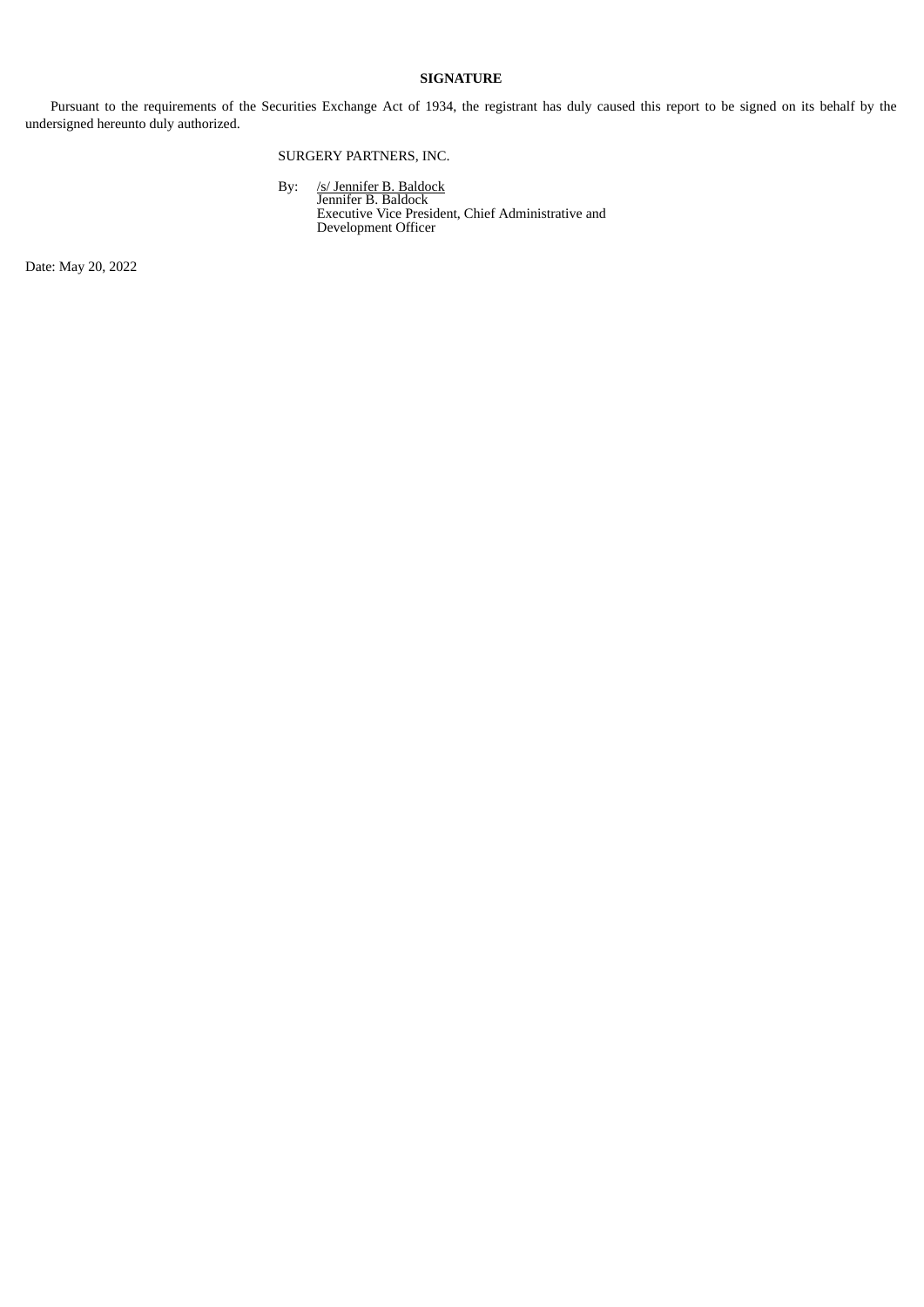**SIGNATURE**

Pursuant to the requirements of the Securities Exchange Act of 1934, the registrant has duly caused this report to be signed on its behalf by the undersigned hereunto duly authorized.

SURGERY PARTNERS, INC.

By: /s/ Jennifer B. Baldock
Jennifer B. Baldock
Executive Vice President, Chief Administrative and Development Officer

Date: May 20, 2022